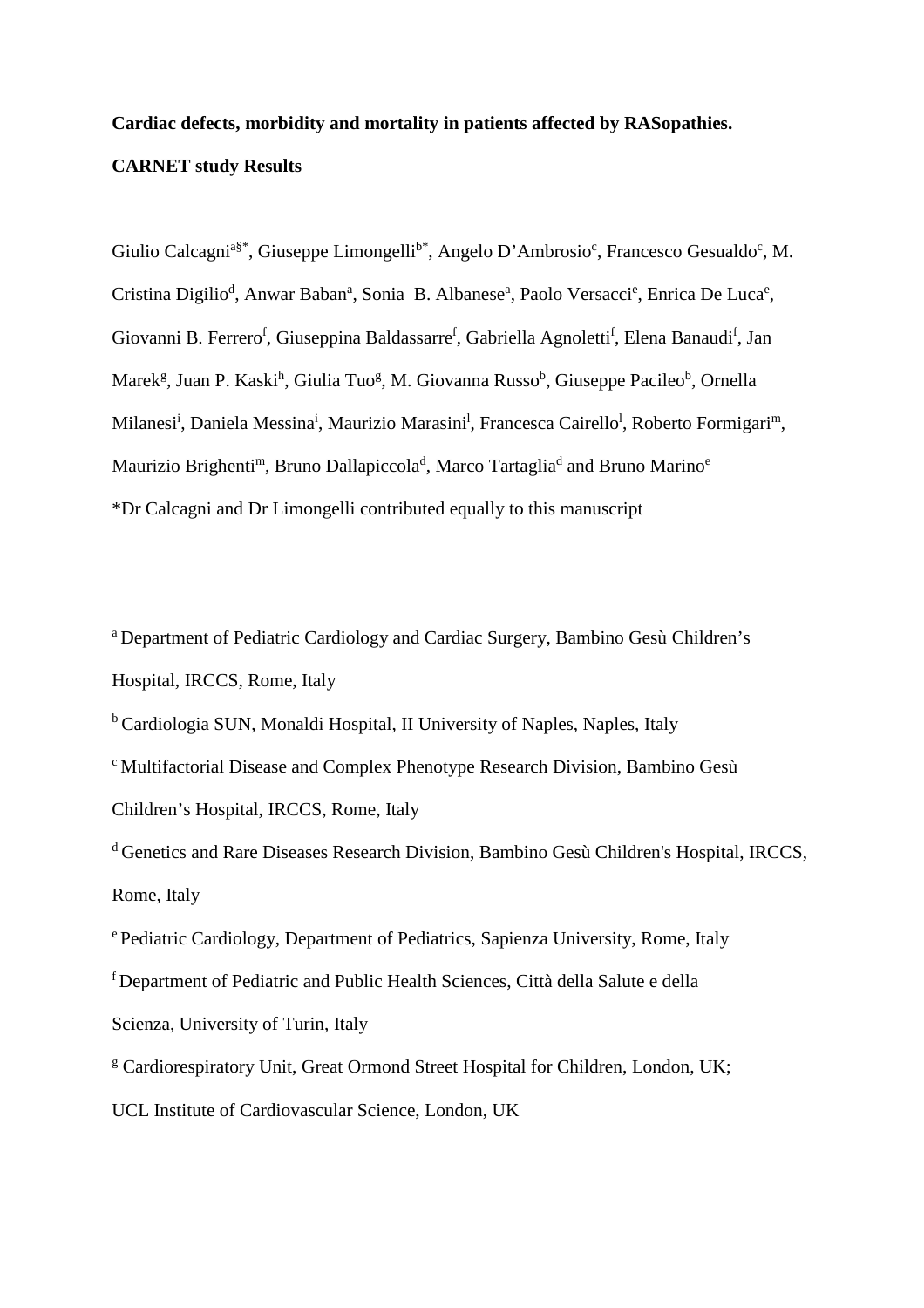**Cardiac defects, morbidity and mortality in patients affected by RASopathies.**

**CARNET study Results**

Giulio Calcagni[a§*], Giuseppe Limongelli[b*], Angelo D'Ambrosio[c], Francesco Gesualdo[c], M. Cristina Digilio[d], Anwar Baban[a], Sonia B. Albanese[a], Paolo Versacci[e], Enrica De Luca[e], Giovanni B. Ferrero[f], Giuseppina Baldassarre[f], Gabriella Agnoletti[f], Elena Banaudi[f], Jan Marek[g], Juan P. Kaski[h], Giulia Tuo[g], M. Giovanna Russo[b], Giuseppe Pacileo[b], Ornella Milanesi[i], Daniela Messina[i], Maurizio Marasini[l], Francesca Cairello[l], Roberto Formigari[m], Maurizio Brighenti[m], Bruno Dallapiccola[d], Marco Tartaglia[d] and Bruno Marino[e]

*Dr Calcagni and Dr Limongelli contributed equally to this manuscript

[a] Department of Pediatric Cardiology and Cardiac Surgery, Bambino Gesù Children's Hospital, IRCCS, Rome, Italy

[b] Cardiologia SUN, Monaldi Hospital, II University of Naples, Naples, Italy

[c] Multifactorial Disease and Complex Phenotype Research Division, Bambino Gesù Children's Hospital, IRCCS, Rome, Italy

[d] Genetics and Rare Diseases Research Division, Bambino Gesù Children's Hospital, IRCCS, Rome, Italy

[e] Pediatric Cardiology, Department of Pediatrics, Sapienza University, Rome, Italy

[f] Department of Pediatric and Public Health Sciences, Città della Salute e della Scienza, University of Turin, Italy

[g] Cardiorespiratory Unit, Great Ormond Street Hospital for Children, London, UK; UCL Institute of Cardiovascular Science, London, UK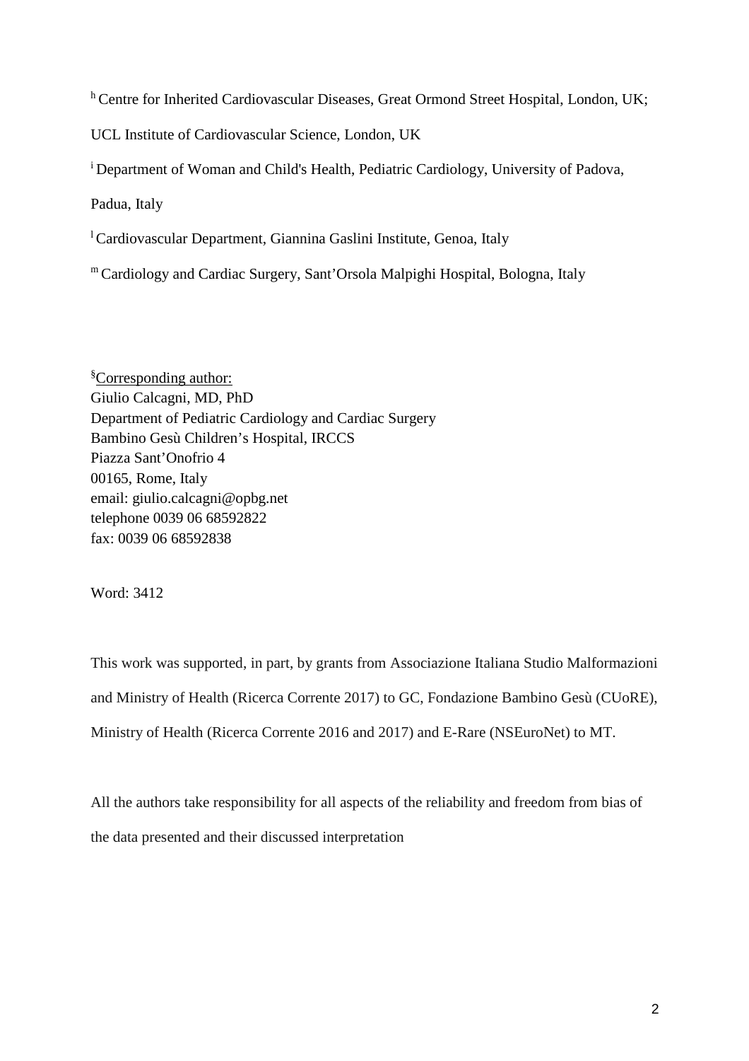[h] Centre for Inherited Cardiovascular Diseases, Great Ormond Street Hospital, London, UK; UCL Institute of Cardiovascular Science, London, UK

[i] Department of Woman and Child's Health, Pediatric Cardiology, University of Padova, Padua, Italy

[l] Cardiovascular Department, Giannina Gaslini Institute, Genoa, Italy

[m] Cardiology and Cardiac Surgery, Sant'Orsola Malpighi Hospital, Bologna, Italy

[§]Corresponding author:
Giulio Calcagni, MD, PhD
Department of Pediatric Cardiology and Cardiac Surgery
Bambino Gesù Children's Hospital, IRCCS
Piazza Sant'Onofrio 4
00165, Rome, Italy
email: giulio.calcagni@opbg.net
telephone 0039 06 68592822
fax: 0039 06 68592838

Word: 3412

This work was supported, in part, by grants from Associazione Italiana Studio Malformazioni and Ministry of Health (Ricerca Corrente 2017) to GC, Fondazione Bambino Gesù (CUoRE), Ministry of Health (Ricerca Corrente 2016 and 2017) and E-Rare (NSEuroNet) to MT.

All the authors take responsibility for all aspects of the reliability and freedom from bias of the data presented and their discussed interpretation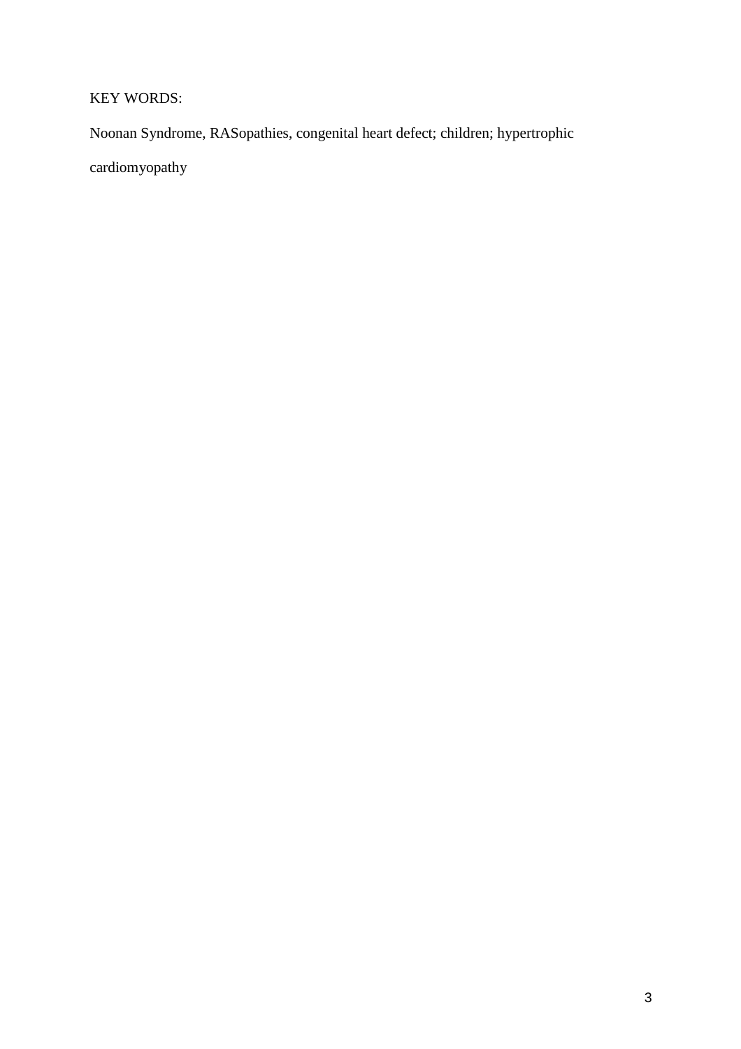KEY WORDS:

Noonan Syndrome, RASopathies, congenital heart defect; children; hypertrophic cardiomyopathy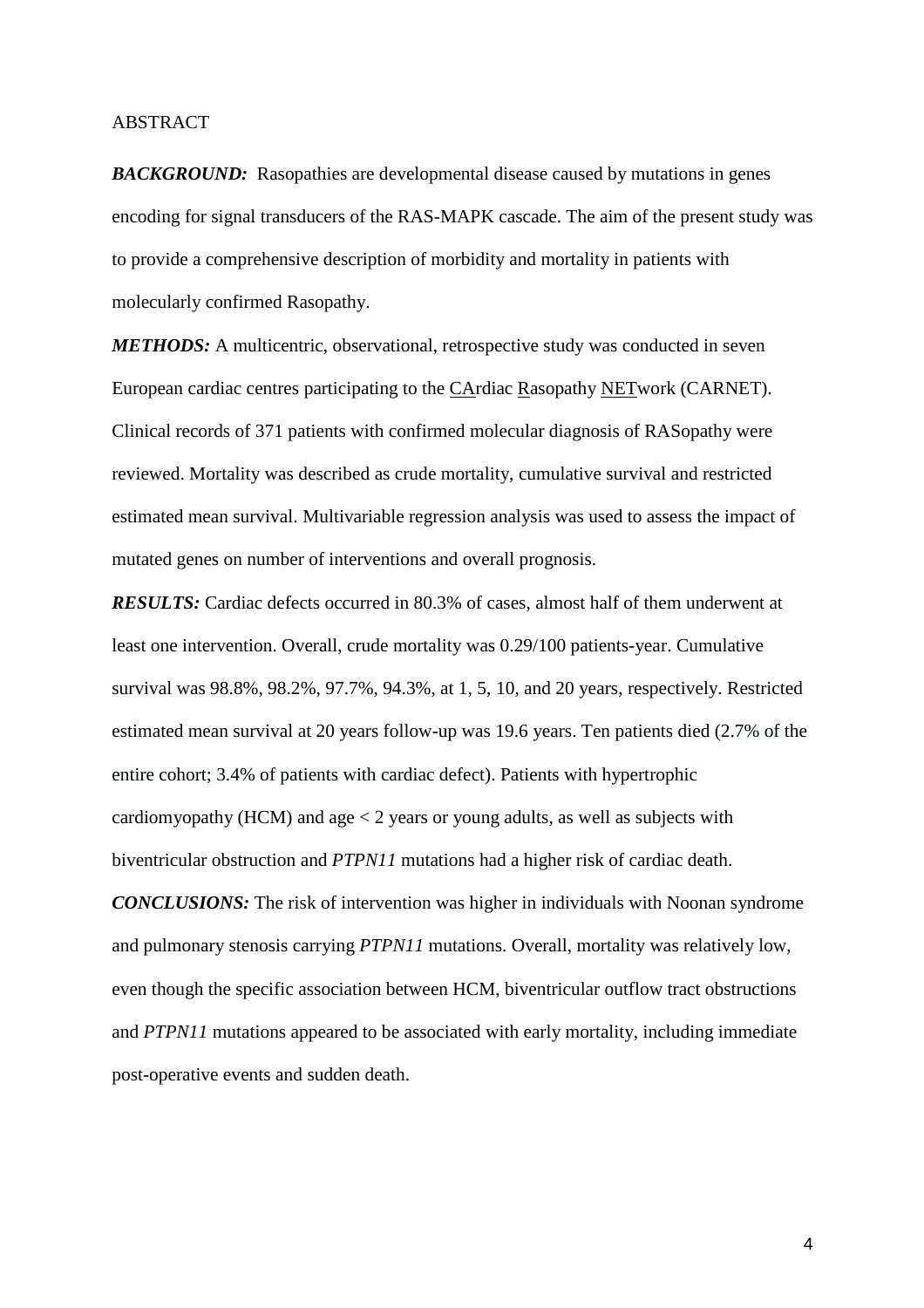ABSTRACT

***BACKGROUND:*** Rasopathies are developmental disease caused by mutations in genes encoding for signal transducers of the RAS-MAPK cascade. The aim of the present study was to provide a comprehensive description of morbidity and mortality in patients with molecularly confirmed Rasopathy.

***METHODS:*** A multicentric, observational, retrospective study was conducted in seven European cardiac centres participating to the CArdiac Rasopathy NETwork (CARNET). Clinical records of 371 patients with confirmed molecular diagnosis of RASopathy were reviewed. Mortality was described as crude mortality, cumulative survival and restricted estimated mean survival. Multivariable regression analysis was used to assess the impact of mutated genes on number of interventions and overall prognosis.

***RESULTS:*** Cardiac defects occurred in 80.3% of cases, almost half of them underwent at least one intervention. Overall, crude mortality was 0.29/100 patients-year. Cumulative survival was 98.8%, 98.2%, 97.7%, 94.3%, at 1, 5, 10, and 20 years, respectively. Restricted estimated mean survival at 20 years follow-up was 19.6 years. Ten patients died (2.7% of the entire cohort; 3.4% of patients with cardiac defect). Patients with hypertrophic cardiomyopathy (HCM) and age < 2 years or young adults, as well as subjects with biventricular obstruction and *PTPN11* mutations had a higher risk of cardiac death.

***CONCLUSIONS:*** The risk of intervention was higher in individuals with Noonan syndrome and pulmonary stenosis carrying *PTPN11* mutations. Overall, mortality was relatively low, even though the specific association between HCM, biventricular outflow tract obstructions and *PTPN11* mutations appeared to be associated with early mortality, including immediate post-operative events and sudden death.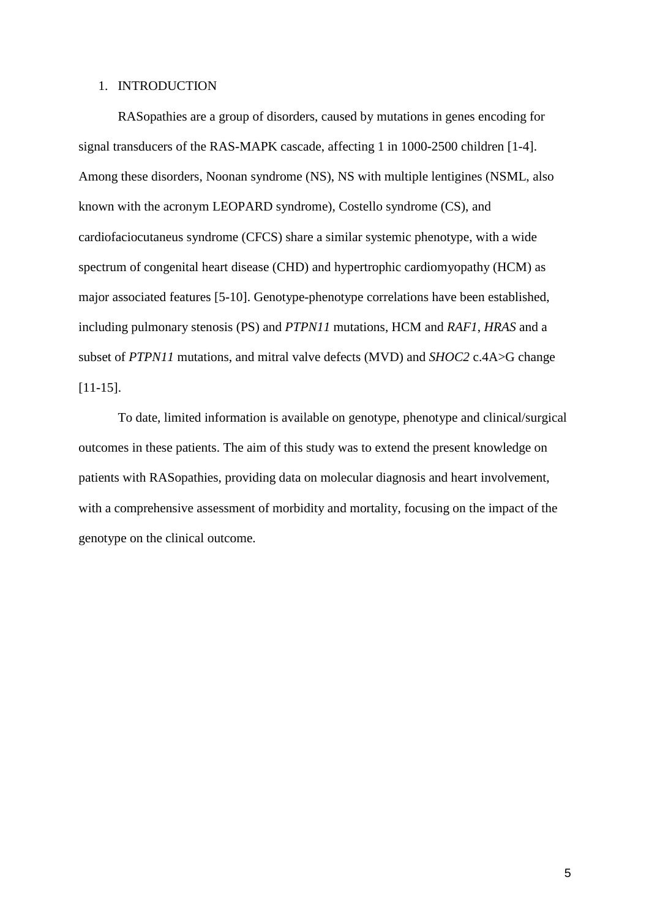## 1. INTRODUCTION

RASopathies are a group of disorders, caused by mutations in genes encoding for signal transducers of the RAS-MAPK cascade, affecting 1 in 1000-2500 children [1-4]. Among these disorders, Noonan syndrome (NS), NS with multiple lentigines (NSML, also known with the acronym LEOPARD syndrome), Costello syndrome (CS), and cardiofaciocutaneus syndrome (CFCS) share a similar systemic phenotype, with a wide spectrum of congenital heart disease (CHD) and hypertrophic cardiomyopathy (HCM) as major associated features [5-10]. Genotype-phenotype correlations have been established, including pulmonary stenosis (PS) and *PTPN11* mutations, HCM and *RAF1*, *HRAS* and a subset of *PTPN11* mutations, and mitral valve defects (MVD) and *SHOC2* c.4A>G change [11-15].

To date, limited information is available on genotype, phenotype and clinical/surgical outcomes in these patients. The aim of this study was to extend the present knowledge on patients with RASopathies, providing data on molecular diagnosis and heart involvement, with a comprehensive assessment of morbidity and mortality, focusing on the impact of the genotype on the clinical outcome.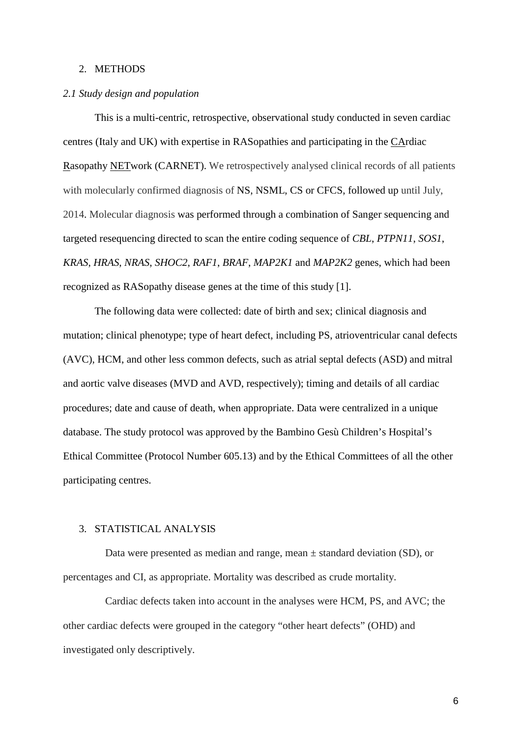## 2. METHODS

### *2.1 Study design and population*

This is a multi-centric, retrospective, observational study conducted in seven cardiac centres (Italy and UK) with expertise in RASopathies and participating in the CArdiac Rasopathy NETwork (CARNET). We retrospectively analysed clinical records of all patients with molecularly confirmed diagnosis of NS, NSML, CS or CFCS, followed up until July, 2014. Molecular diagnosis was performed through a combination of Sanger sequencing and targeted resequencing directed to scan the entire coding sequence of *CBL*, *PTPN11*, *SOS1*, *KRAS*, *HRAS*, *NRAS*, *SHOC2*, *RAF1*, *BRAF*, *MAP2K1* and *MAP2K2* genes, which had been recognized as RASopathy disease genes at the time of this study [1].

The following data were collected: date of birth and sex; clinical diagnosis and mutation; clinical phenotype; type of heart defect, including PS, atrioventricular canal defects (AVC), HCM, and other less common defects, such as atrial septal defects (ASD) and mitral and aortic valve diseases (MVD and AVD, respectively); timing and details of all cardiac procedures; date and cause of death, when appropriate. Data were centralized in a unique database. The study protocol was approved by the Bambino Gesù Children's Hospital's Ethical Committee (Protocol Number 605.13) and by the Ethical Committees of all the other participating centres.

## 3. STATISTICAL ANALYSIS

Data were presented as median and range, mean ± standard deviation (SD), or percentages and CI, as appropriate. Mortality was described as crude mortality.

Cardiac defects taken into account in the analyses were HCM, PS, and AVC; the other cardiac defects were grouped in the category "other heart defects" (OHD) and investigated only descriptively.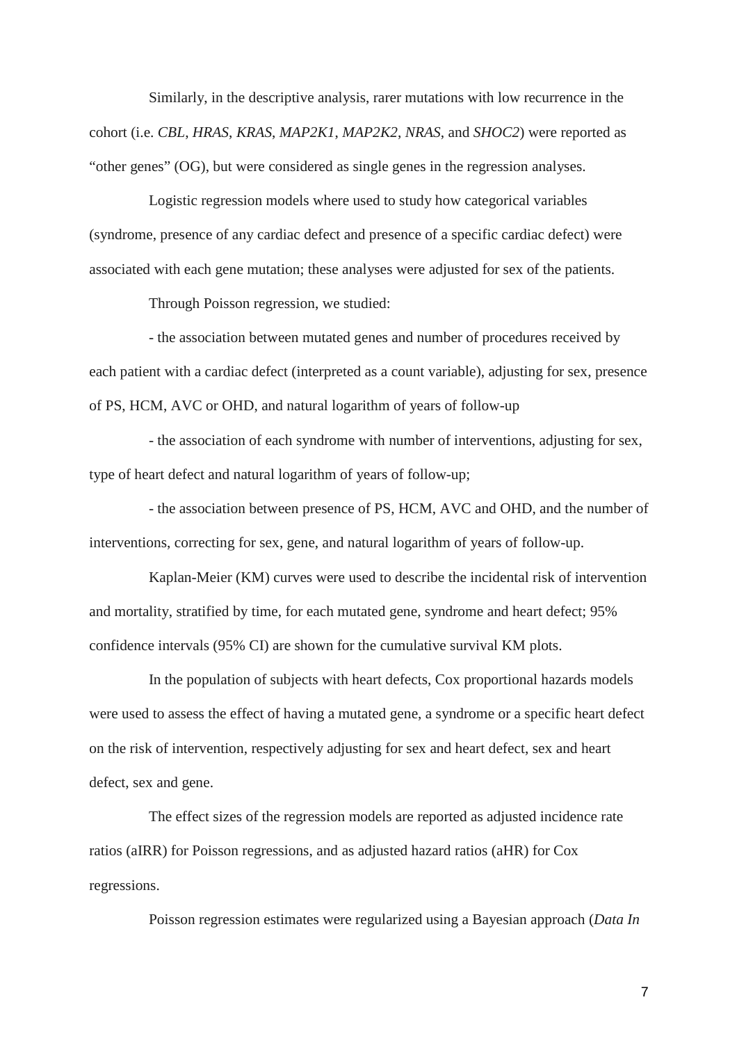Similarly, in the descriptive analysis, rarer mutations with low recurrence in the cohort (i.e. *CBL*, *HRAS*, *KRAS*, *MAP2K1*, *MAP2K2*, *NRAS*, and *SHOC2*) were reported as "other genes" (OG), but were considered as single genes in the regression analyses.

Logistic regression models where used to study how categorical variables (syndrome, presence of any cardiac defect and presence of a specific cardiac defect) were associated with each gene mutation; these analyses were adjusted for sex of the patients.

Through Poisson regression, we studied:

- the association between mutated genes and number of procedures received by each patient with a cardiac defect (interpreted as a count variable), adjusting for sex, presence of PS, HCM, AVC or OHD, and natural logarithm of years of follow-up

- the association of each syndrome with number of interventions, adjusting for sex, type of heart defect and natural logarithm of years of follow-up;

- the association between presence of PS, HCM, AVC and OHD, and the number of interventions, correcting for sex, gene, and natural logarithm of years of follow-up.

Kaplan-Meier (KM) curves were used to describe the incidental risk of intervention and mortality, stratified by time, for each mutated gene, syndrome and heart defect; 95% confidence intervals (95% CI) are shown for the cumulative survival KM plots.

In the population of subjects with heart defects, Cox proportional hazards models were used to assess the effect of having a mutated gene, a syndrome or a specific heart defect on the risk of intervention, respectively adjusting for sex and heart defect, sex and heart defect, sex and gene.

The effect sizes of the regression models are reported as adjusted incidence rate ratios (aIRR) for Poisson regressions, and as adjusted hazard ratios (aHR) for Cox regressions.

Poisson regression estimates were regularized using a Bayesian approach (*Data In*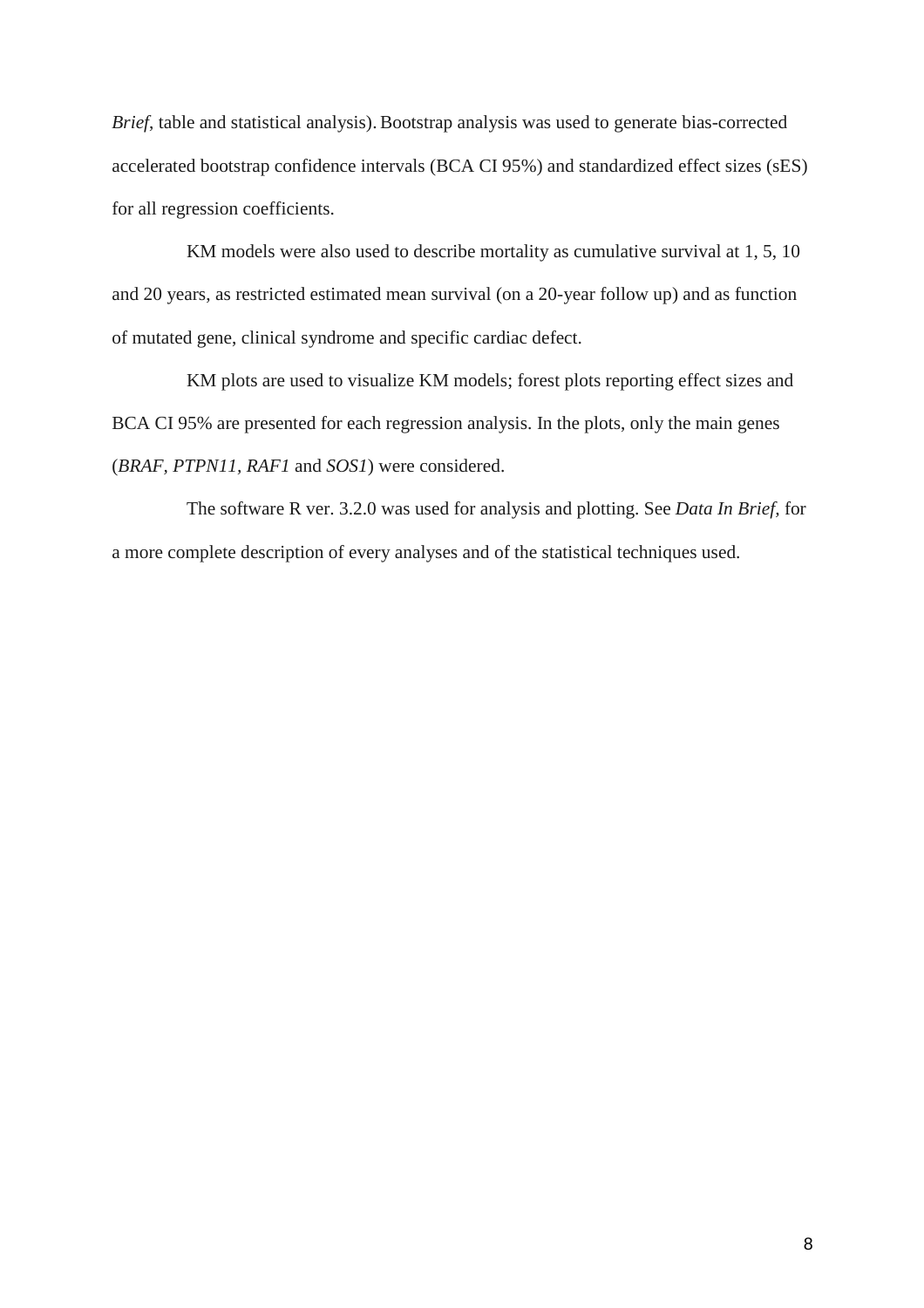*Brief*, table and statistical analysis). Bootstrap analysis was used to generate bias-corrected accelerated bootstrap confidence intervals (BCA CI 95%) and standardized effect sizes (sES) for all regression coefficients.

KM models were also used to describe mortality as cumulative survival at 1, 5, 10 and 20 years, as restricted estimated mean survival (on a 20-year follow up) and as function of mutated gene, clinical syndrome and specific cardiac defect.

KM plots are used to visualize KM models; forest plots reporting effect sizes and BCA CI 95% are presented for each regression analysis. In the plots, only the main genes (*BRAF*, *PTPN11*, *RAF1* and *SOS1*) were considered.

The software R ver. 3.2.0 was used for analysis and plotting. See *Data In Brief*, for a more complete description of every analyses and of the statistical techniques used.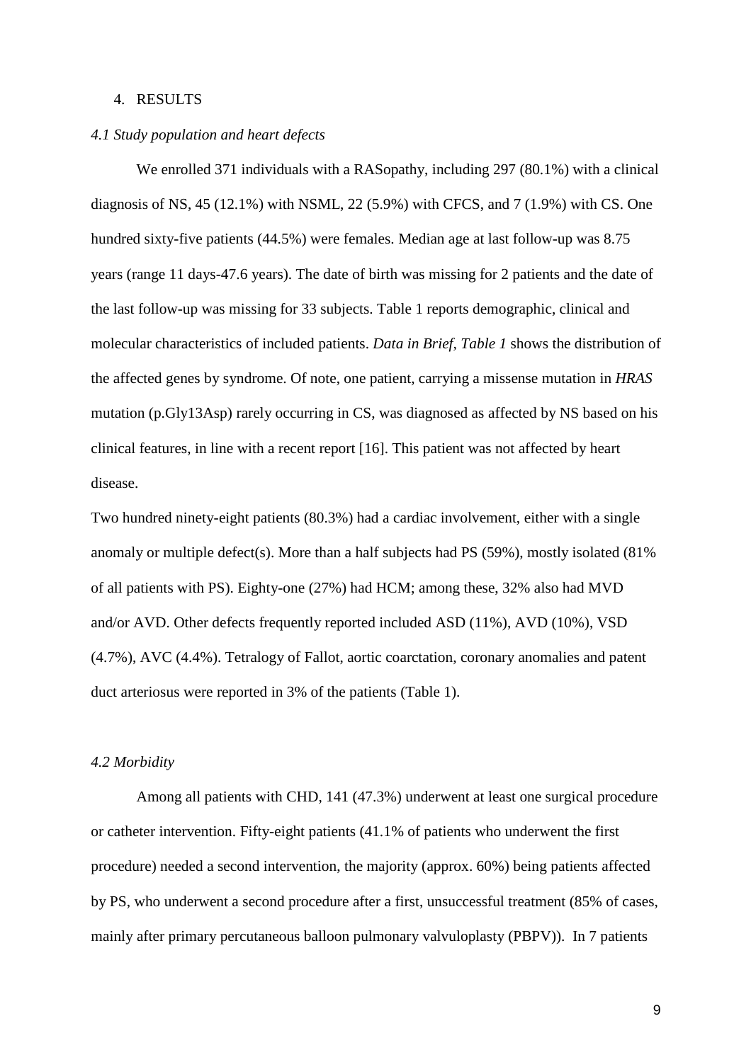## 4. RESULTS

### *4.1 Study population and heart defects*

We enrolled 371 individuals with a RASopathy, including 297 (80.1%) with a clinical diagnosis of NS, 45 (12.1%) with NSML, 22 (5.9%) with CFCS, and 7 (1.9%) with CS. One hundred sixty-five patients (44.5%) were females. Median age at last follow-up was 8.75 years (range 11 days-47.6 years). The date of birth was missing for 2 patients and the date of the last follow-up was missing for 33 subjects. Table 1 reports demographic, clinical and molecular characteristics of included patients. *Data in Brief, Table 1* shows the distribution of the affected genes by syndrome. Of note, one patient, carrying a missense mutation in *HRAS* mutation (p.Gly13Asp) rarely occurring in CS, was diagnosed as affected by NS based on his clinical features, in line with a recent report [16]. This patient was not affected by heart disease.

Two hundred ninety-eight patients (80.3%) had a cardiac involvement, either with a single anomaly or multiple defect(s). More than a half subjects had PS (59%), mostly isolated (81% of all patients with PS). Eighty-one (27%) had HCM; among these, 32% also had MVD and/or AVD. Other defects frequently reported included ASD (11%), AVD (10%), VSD (4.7%), AVC (4.4%). Tetralogy of Fallot, aortic coarctation, coronary anomalies and patent duct arteriosus were reported in 3% of the patients (Table 1).

### *4.2 Morbidity*

Among all patients with CHD, 141 (47.3%) underwent at least one surgical procedure or catheter intervention. Fifty-eight patients (41.1% of patients who underwent the first procedure) needed a second intervention, the majority (approx. 60%) being patients affected by PS, who underwent a second procedure after a first, unsuccessful treatment (85% of cases, mainly after primary percutaneous balloon pulmonary valvuloplasty (PBPV)). In 7 patients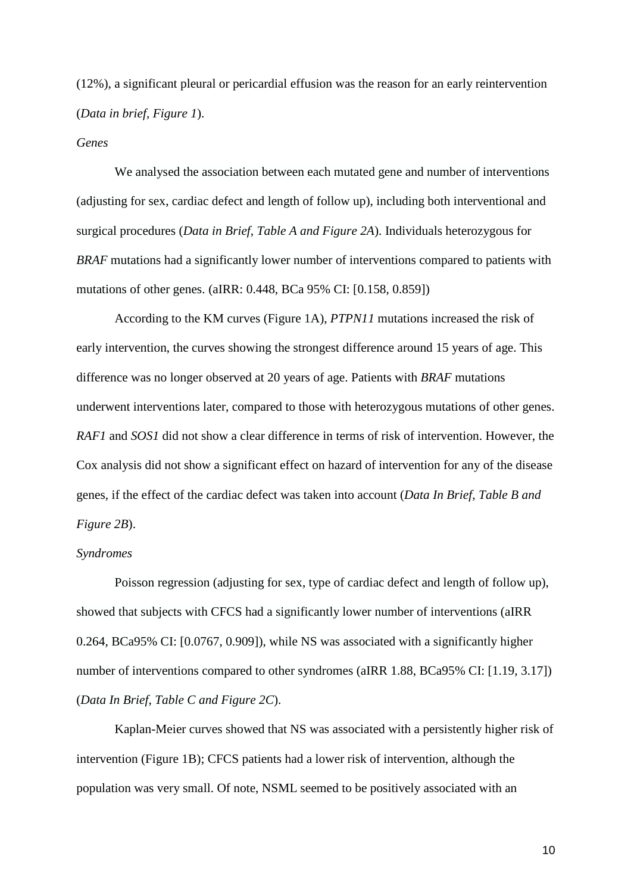(12%), a significant pleural or pericardial effusion was the reason for an early reintervention (*Data in brief, Figure 1*).

*Genes*

We analysed the association between each mutated gene and number of interventions (adjusting for sex, cardiac defect and length of follow up), including both interventional and surgical procedures (*Data in Brief, Table A and Figure 2A*). Individuals heterozygous for *BRAF* mutations had a significantly lower number of interventions compared to patients with mutations of other genes. (aIRR: 0.448, BCa 95% CI: [0.158, 0.859])

According to the KM curves (Figure 1A), *PTPN11* mutations increased the risk of early intervention, the curves showing the strongest difference around 15 years of age. This difference was no longer observed at 20 years of age. Patients with *BRAF* mutations underwent interventions later, compared to those with heterozygous mutations of other genes. *RAF1* and *SOS1* did not show a clear difference in terms of risk of intervention. However, the Cox analysis did not show a significant effect on hazard of intervention for any of the disease genes, if the effect of the cardiac defect was taken into account (*Data In Brief, Table B and Figure 2B*).

*Syndromes*

Poisson regression (adjusting for sex, type of cardiac defect and length of follow up), showed that subjects with CFCS had a significantly lower number of interventions (aIRR 0.264, BCa95% CI: [0.0767, 0.909]), while NS was associated with a significantly higher number of interventions compared to other syndromes (aIRR 1.88, BCa95% CI: [1.19, 3.17]) (*Data In Brief, Table C and Figure 2C*).

Kaplan-Meier curves showed that NS was associated with a persistently higher risk of intervention (Figure 1B); CFCS patients had a lower risk of intervention, although the population was very small. Of note, NSML seemed to be positively associated with an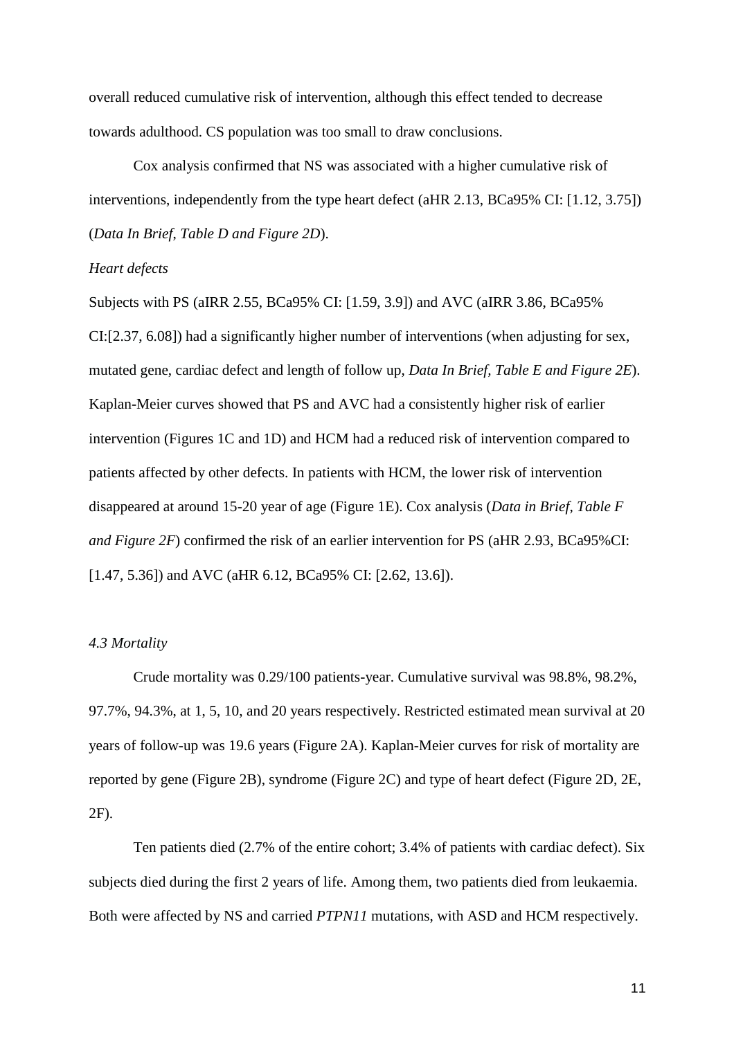overall reduced cumulative risk of intervention, although this effect tended to decrease towards adulthood. CS population was too small to draw conclusions.

Cox analysis confirmed that NS was associated with a higher cumulative risk of interventions, independently from the type heart defect (aHR 2.13, BCa95% CI: [1.12, 3.75]) (*Data In Brief, Table D and Figure 2D*).

*Heart defects*

Subjects with PS (aIRR 2.55, BCa95% CI: [1.59, 3.9]) and AVC (aIRR 3.86, BCa95% CI:[2.37, 6.08]) had a significantly higher number of interventions (when adjusting for sex, mutated gene, cardiac defect and length of follow up, *Data In Brief, Table E and Figure 2E*). Kaplan-Meier curves showed that PS and AVC had a consistently higher risk of earlier intervention (Figures 1C and 1D) and HCM had a reduced risk of intervention compared to patients affected by other defects. In patients with HCM, the lower risk of intervention disappeared at around 15-20 year of age (Figure 1E). Cox analysis (*Data in Brief, Table F and Figure 2F*) confirmed the risk of an earlier intervention for PS (aHR 2.93, BCa95%CI: [1.47, 5.36]) and AVC (aHR 6.12, BCa95% CI: [2.62, 13.6]).

### *4.3 Mortality*

Crude mortality was 0.29/100 patients-year. Cumulative survival was 98.8%, 98.2%, 97.7%, 94.3%, at 1, 5, 10, and 20 years respectively. Restricted estimated mean survival at 20 years of follow-up was 19.6 years (Figure 2A). Kaplan-Meier curves for risk of mortality are reported by gene (Figure 2B), syndrome (Figure 2C) and type of heart defect (Figure 2D, 2E, 2F).

Ten patients died (2.7% of the entire cohort; 3.4% of patients with cardiac defect). Six subjects died during the first 2 years of life. Among them, two patients died from leukaemia. Both were affected by NS and carried *PTPN11* mutations, with ASD and HCM respectively.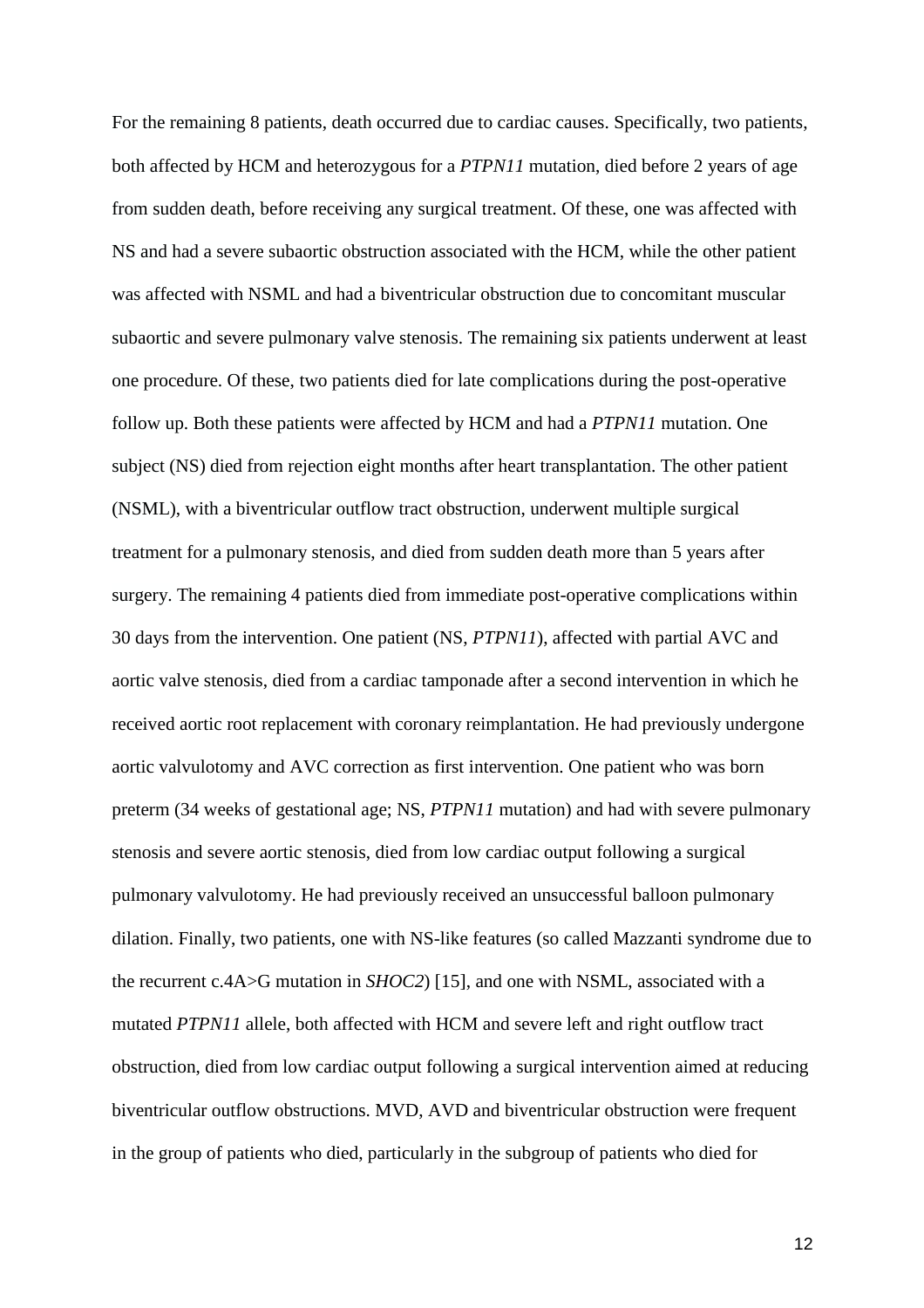For the remaining 8 patients, death occurred due to cardiac causes. Specifically, two patients, both affected by HCM and heterozygous for a *PTPN11* mutation, died before 2 years of age from sudden death, before receiving any surgical treatment. Of these, one was affected with NS and had a severe subaortic obstruction associated with the HCM, while the other patient was affected with NSML and had a biventricular obstruction due to concomitant muscular subaortic and severe pulmonary valve stenosis. The remaining six patients underwent at least one procedure. Of these, two patients died for late complications during the post-operative follow up. Both these patients were affected by HCM and had a *PTPN11* mutation. One subject (NS) died from rejection eight months after heart transplantation. The other patient (NSML), with a biventricular outflow tract obstruction, underwent multiple surgical treatment for a pulmonary stenosis, and died from sudden death more than 5 years after surgery. The remaining 4 patients died from immediate post-operative complications within 30 days from the intervention. One patient (NS, *PTPN11*), affected with partial AVC and aortic valve stenosis, died from a cardiac tamponade after a second intervention in which he received aortic root replacement with coronary reimplantation. He had previously undergone aortic valvulotomy and AVC correction as first intervention. One patient who was born preterm (34 weeks of gestational age; NS, *PTPN11* mutation) and had with severe pulmonary stenosis and severe aortic stenosis, died from low cardiac output following a surgical pulmonary valvulotomy. He had previously received an unsuccessful balloon pulmonary dilation. Finally, two patients, one with NS-like features (so called Mazzanti syndrome due to the recurrent c.4A>G mutation in *SHOC2*) [15], and one with NSML, associated with a mutated *PTPN11* allele, both affected with HCM and severe left and right outflow tract obstruction, died from low cardiac output following a surgical intervention aimed at reducing biventricular outflow obstructions. MVD, AVD and biventricular obstruction were frequent in the group of patients who died, particularly in the subgroup of patients who died for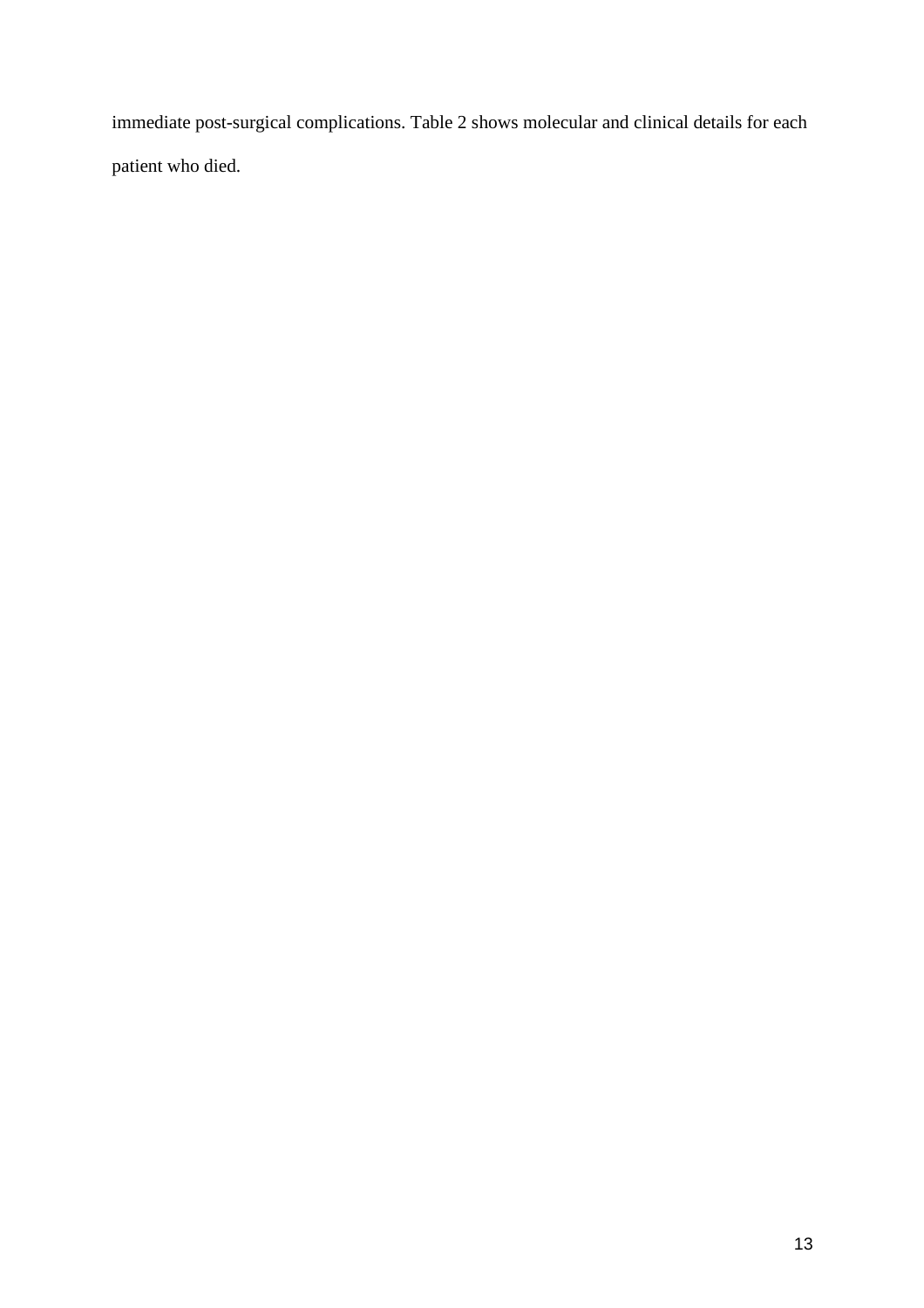immediate post-surgical complications. Table 2 shows molecular and clinical details for each patient who died.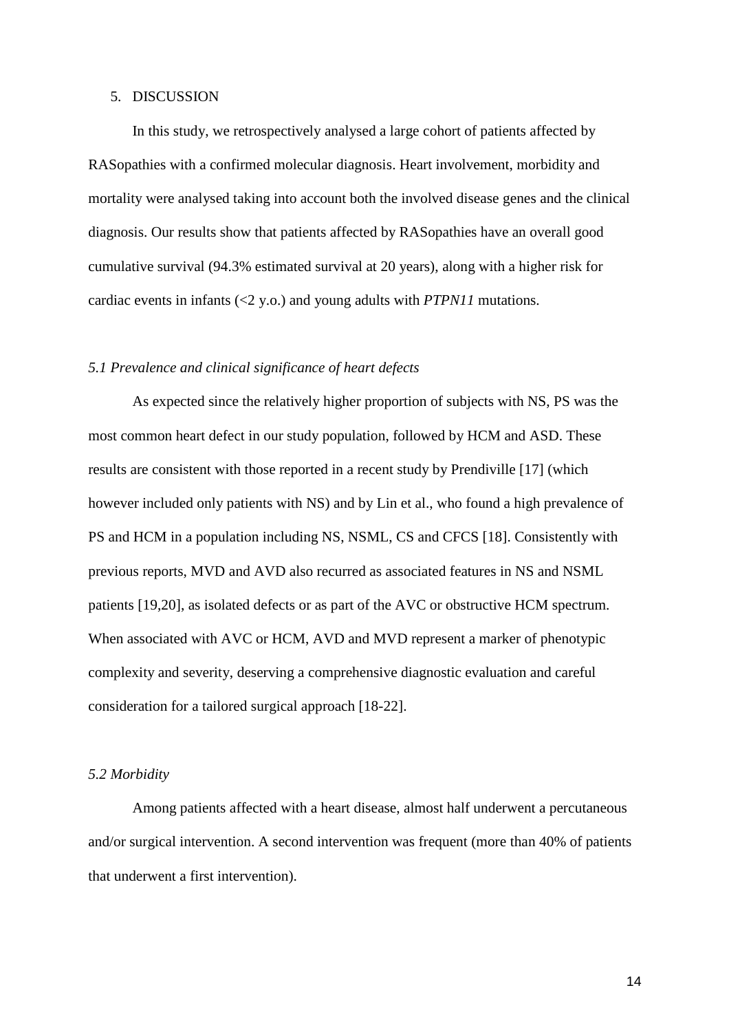## 5. DISCUSSION

In this study, we retrospectively analysed a large cohort of patients affected by RASopathies with a confirmed molecular diagnosis. Heart involvement, morbidity and mortality were analysed taking into account both the involved disease genes and the clinical diagnosis. Our results show that patients affected by RASopathies have an overall good cumulative survival (94.3% estimated survival at 20 years), along with a higher risk for cardiac events in infants (<2 y.o.) and young adults with *PTPN11* mutations.

### *5.1 Prevalence and clinical significance of heart defects*

As expected since the relatively higher proportion of subjects with NS, PS was the most common heart defect in our study population, followed by HCM and ASD. These results are consistent with those reported in a recent study by Prendiville [17] (which however included only patients with NS) and by Lin et al., who found a high prevalence of PS and HCM in a population including NS, NSML, CS and CFCS [18]. Consistently with previous reports, MVD and AVD also recurred as associated features in NS and NSML patients [19,20], as isolated defects or as part of the AVC or obstructive HCM spectrum. When associated with AVC or HCM, AVD and MVD represent a marker of phenotypic complexity and severity, deserving a comprehensive diagnostic evaluation and careful consideration for a tailored surgical approach [18-22].

### *5.2 Morbidity*

Among patients affected with a heart disease, almost half underwent a percutaneous and/or surgical intervention. A second intervention was frequent (more than 40% of patients that underwent a first intervention).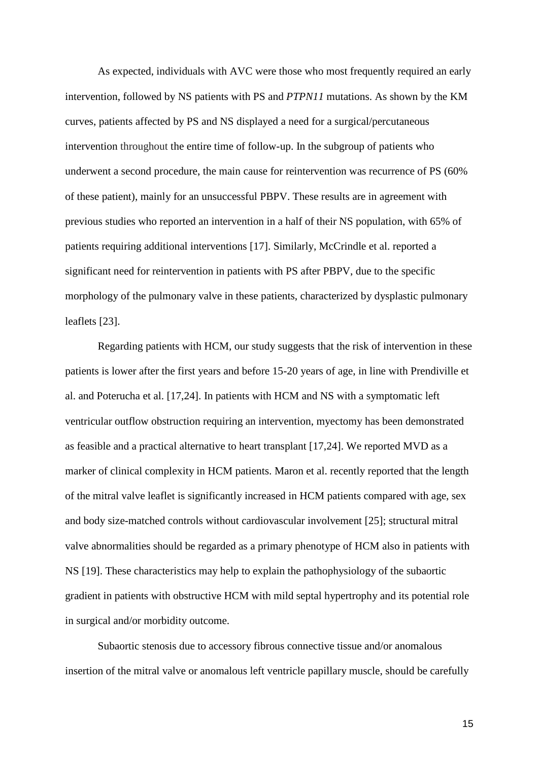As expected, individuals with AVC were those who most frequently required an early intervention, followed by NS patients with PS and *PTPN11* mutations. As shown by the KM curves, patients affected by PS and NS displayed a need for a surgical/percutaneous intervention throughout the entire time of follow-up. In the subgroup of patients who underwent a second procedure, the main cause for reintervention was recurrence of PS (60% of these patient), mainly for an unsuccessful PBPV. These results are in agreement with previous studies who reported an intervention in a half of their NS population, with 65% of patients requiring additional interventions [17]. Similarly, McCrindle et al. reported a significant need for reintervention in patients with PS after PBPV, due to the specific morphology of the pulmonary valve in these patients, characterized by dysplastic pulmonary leaflets [23].

Regarding patients with HCM, our study suggests that the risk of intervention in these patients is lower after the first years and before 15-20 years of age, in line with Prendiville et al. and Poterucha et al. [17,24]. In patients with HCM and NS with a symptomatic left ventricular outflow obstruction requiring an intervention, myectomy has been demonstrated as feasible and a practical alternative to heart transplant [17,24]. We reported MVD as a marker of clinical complexity in HCM patients. Maron et al. recently reported that the length of the mitral valve leaflet is significantly increased in HCM patients compared with age, sex and body size-matched controls without cardiovascular involvement [25]; structural mitral valve abnormalities should be regarded as a primary phenotype of HCM also in patients with NS [19]. These characteristics may help to explain the pathophysiology of the subaortic gradient in patients with obstructive HCM with mild septal hypertrophy and its potential role in surgical and/or morbidity outcome.

Subaortic stenosis due to accessory fibrous connective tissue and/or anomalous insertion of the mitral valve or anomalous left ventricle papillary muscle, should be carefully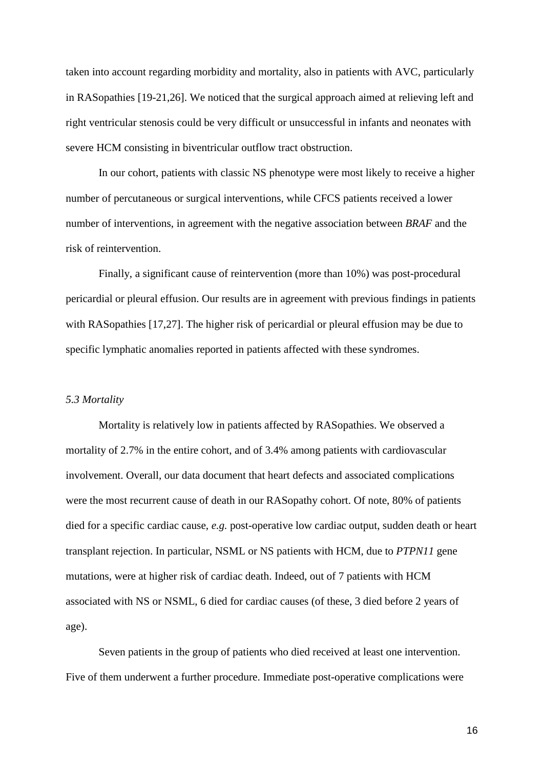taken into account regarding morbidity and mortality, also in patients with AVC, particularly in RASopathies [19-21,26]. We noticed that the surgical approach aimed at relieving left and right ventricular stenosis could be very difficult or unsuccessful in infants and neonates with severe HCM consisting in biventricular outflow tract obstruction.

In our cohort, patients with classic NS phenotype were most likely to receive a higher number of percutaneous or surgical interventions, while CFCS patients received a lower number of interventions, in agreement with the negative association between *BRAF* and the risk of reintervention.

Finally, a significant cause of reintervention (more than 10%) was post-procedural pericardial or pleural effusion. Our results are in agreement with previous findings in patients with RASopathies [17,27]. The higher risk of pericardial or pleural effusion may be due to specific lymphatic anomalies reported in patients affected with these syndromes.

### *5.3 Mortality*

Mortality is relatively low in patients affected by RASopathies. We observed a mortality of 2.7% in the entire cohort, and of 3.4% among patients with cardiovascular involvement. Overall, our data document that heart defects and associated complications were the most recurrent cause of death in our RASopathy cohort. Of note, 80% of patients died for a specific cardiac cause, *e.g.* post-operative low cardiac output, sudden death or heart transplant rejection. In particular, NSML or NS patients with HCM, due to *PTPN11* gene mutations, were at higher risk of cardiac death. Indeed, out of 7 patients with HCM associated with NS or NSML, 6 died for cardiac causes (of these, 3 died before 2 years of age).

Seven patients in the group of patients who died received at least one intervention. Five of them underwent a further procedure. Immediate post-operative complications were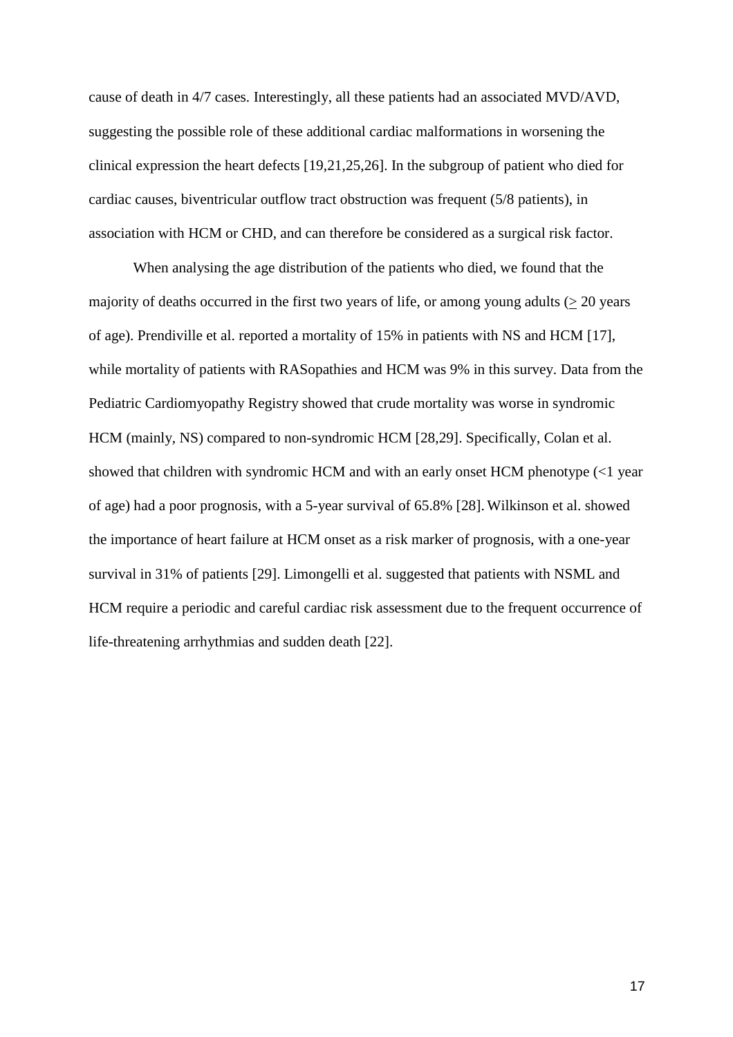cause of death in 4/7 cases. Interestingly, all these patients had an associated MVD/AVD, suggesting the possible role of these additional cardiac malformations in worsening the clinical expression the heart defects [19,21,25,26]. In the subgroup of patient who died for cardiac causes, biventricular outflow tract obstruction was frequent (5/8 patients), in association with HCM or CHD, and can therefore be considered as a surgical risk factor.

When analysing the age distribution of the patients who died, we found that the majority of deaths occurred in the first two years of life, or among young adults ($\geq$ 20 years of age). Prendiville et al. reported a mortality of 15% in patients with NS and HCM [17], while mortality of patients with RASopathies and HCM was 9% in this survey. Data from the Pediatric Cardiomyopathy Registry showed that crude mortality was worse in syndromic HCM (mainly, NS) compared to non-syndromic HCM [28,29]. Specifically, Colan et al. showed that children with syndromic HCM and with an early onset HCM phenotype (<1 year of age) had a poor prognosis, with a 5-year survival of 65.8% [28]. Wilkinson et al. showed the importance of heart failure at HCM onset as a risk marker of prognosis, with a one-year survival in 31% of patients [29]. Limongelli et al. suggested that patients with NSML and HCM require a periodic and careful cardiac risk assessment due to the frequent occurrence of life-threatening arrhythmias and sudden death [22].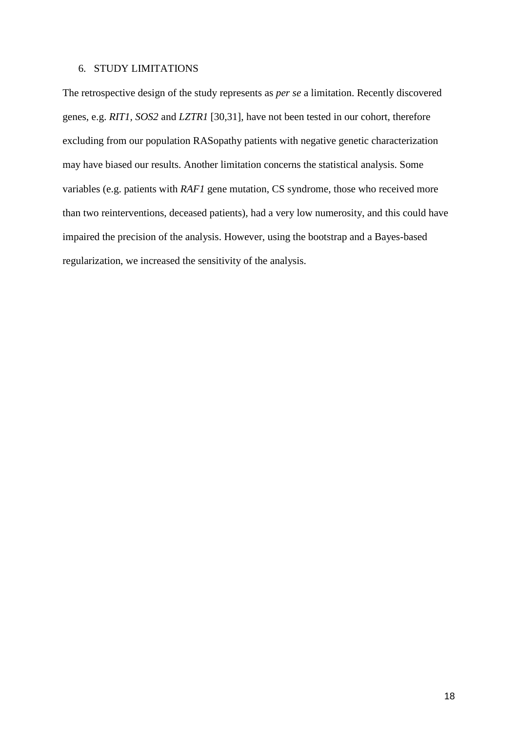## 6. STUDY LIMITATIONS

The retrospective design of the study represents as *per se* a limitation. Recently discovered genes, e.g. *RIT1*, *SOS2* and *LZTR1* [30,31], have not been tested in our cohort, therefore excluding from our population RASopathy patients with negative genetic characterization may have biased our results. Another limitation concerns the statistical analysis. Some variables (e.g. patients with *RAF1* gene mutation, CS syndrome, those who received more than two reinterventions, deceased patients), had a very low numerosity, and this could have impaired the precision of the analysis. However, using the bootstrap and a Bayes-based regularization, we increased the sensitivity of the analysis.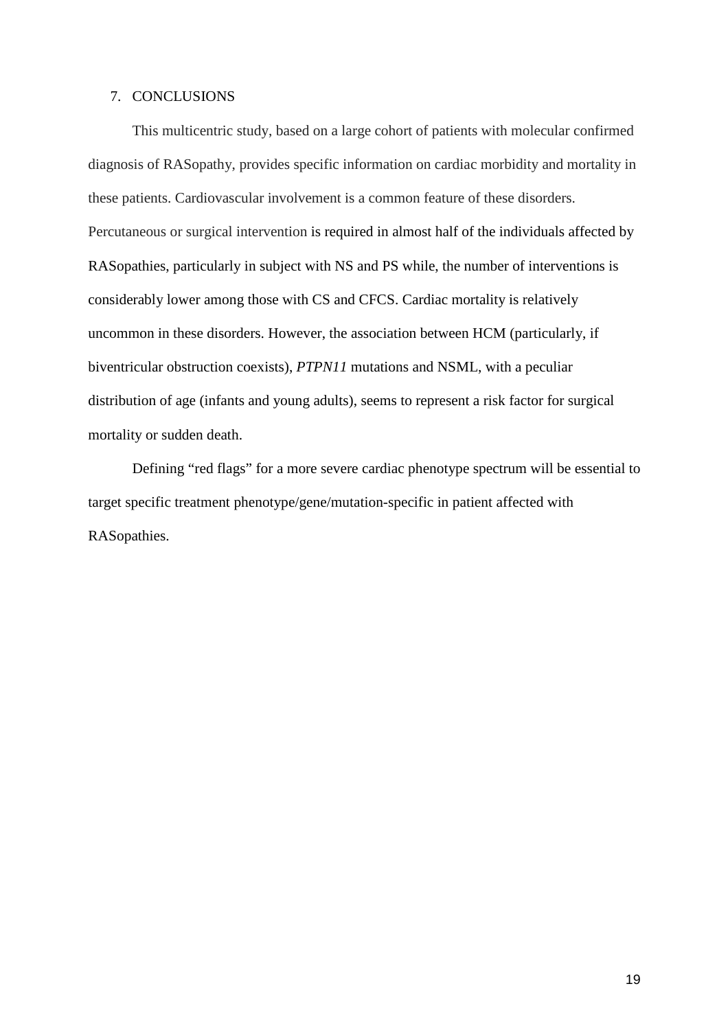## 7. CONCLUSIONS

This multicentric study, based on a large cohort of patients with molecular confirmed diagnosis of RASopathy, provides specific information on cardiac morbidity and mortality in these patients. Cardiovascular involvement is a common feature of these disorders. Percutaneous or surgical intervention is required in almost half of the individuals affected by RASopathies, particularly in subject with NS and PS while, the number of interventions is considerably lower among those with CS and CFCS. Cardiac mortality is relatively uncommon in these disorders. However, the association between HCM (particularly, if biventricular obstruction coexists), *PTPN11* mutations and NSML, with a peculiar distribution of age (infants and young adults), seems to represent a risk factor for surgical mortality or sudden death.

Defining "red flags" for a more severe cardiac phenotype spectrum will be essential to target specific treatment phenotype/gene/mutation-specific in patient affected with RASopathies.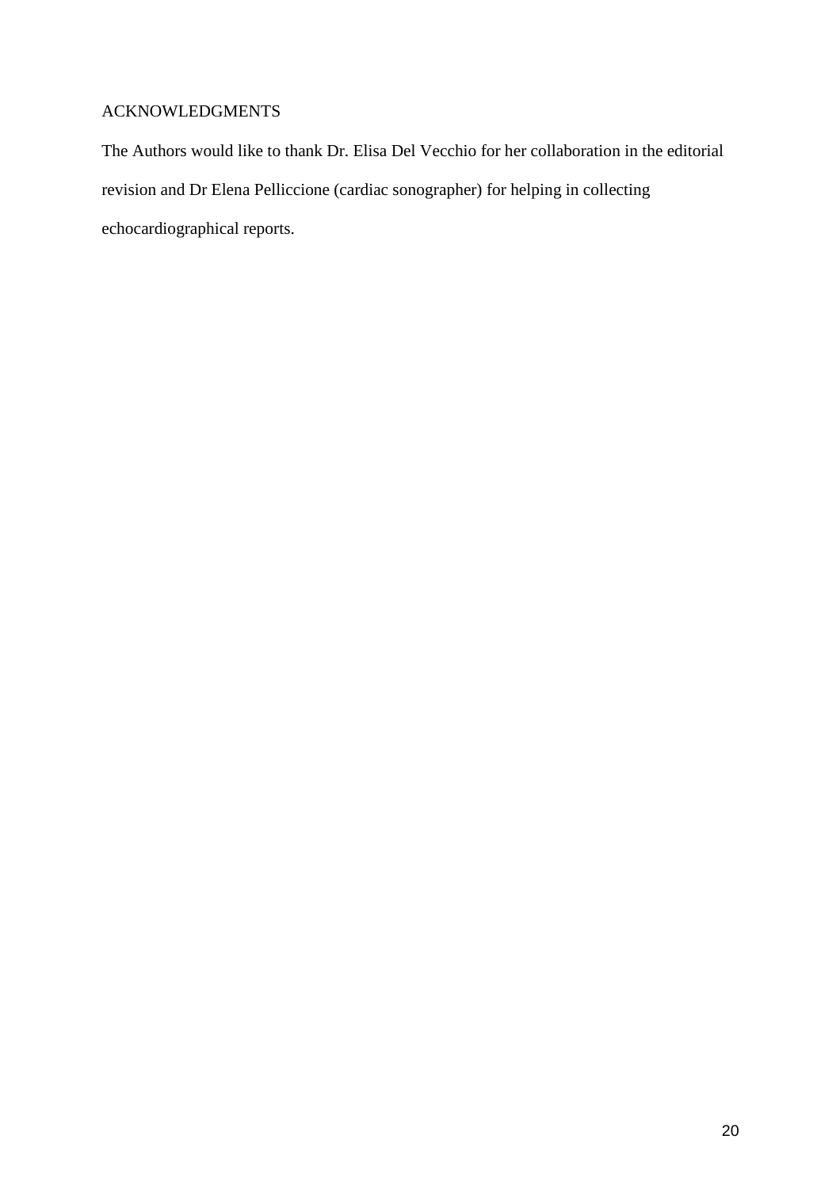## ACKNOWLEDGMENTS

The Authors would like to thank Dr. Elisa Del Vecchio for her collaboration in the editorial revision and Dr Elena Pelliccione (cardiac sonographer) for helping in collecting echocardiographical reports.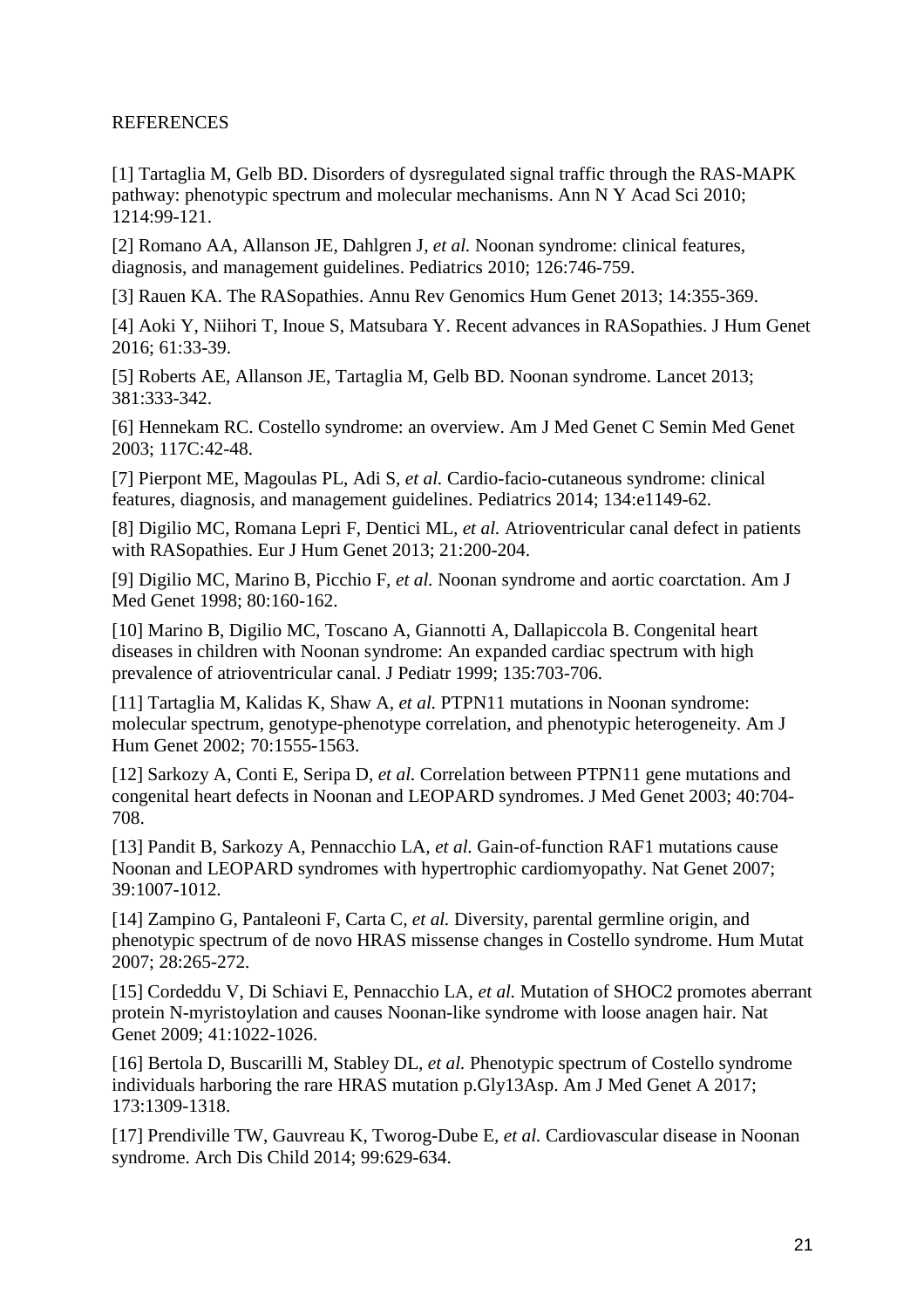REFERENCES

[1] Tartaglia M, Gelb BD. Disorders of dysregulated signal traffic through the RAS-MAPK pathway: phenotypic spectrum and molecular mechanisms. Ann N Y Acad Sci 2010; 1214:99-121.

[2] Romano AA, Allanson JE, Dahlgren J, *et al.* Noonan syndrome: clinical features, diagnosis, and management guidelines. Pediatrics 2010; 126:746-759.

[3] Rauen KA. The RASopathies. Annu Rev Genomics Hum Genet 2013; 14:355-369.

[4] Aoki Y, Niihori T, Inoue S, Matsubara Y. Recent advances in RASopathies. J Hum Genet 2016; 61:33-39.

[5] Roberts AE, Allanson JE, Tartaglia M, Gelb BD. Noonan syndrome. Lancet 2013; 381:333-342.

[6] Hennekam RC. Costello syndrome: an overview. Am J Med Genet C Semin Med Genet 2003; 117C:42-48.

[7] Pierpont ME, Magoulas PL, Adi S, *et al.* Cardio-facio-cutaneous syndrome: clinical features, diagnosis, and management guidelines. Pediatrics 2014; 134:e1149-62.

[8] Digilio MC, Romana Lepri F, Dentici ML, *et al.* Atrioventricular canal defect in patients with RASopathies. Eur J Hum Genet 2013; 21:200-204.

[9] Digilio MC, Marino B, Picchio F, *et al.* Noonan syndrome and aortic coarctation. Am J Med Genet 1998; 80:160-162.

[10] Marino B, Digilio MC, Toscano A, Giannotti A, Dallapiccola B. Congenital heart diseases in children with Noonan syndrome: An expanded cardiac spectrum with high prevalence of atrioventricular canal. J Pediatr 1999; 135:703-706.

[11] Tartaglia M, Kalidas K, Shaw A, *et al.* PTPN11 mutations in Noonan syndrome: molecular spectrum, genotype-phenotype correlation, and phenotypic heterogeneity. Am J Hum Genet 2002; 70:1555-1563.

[12] Sarkozy A, Conti E, Seripa D, *et al.* Correlation between PTPN11 gene mutations and congenital heart defects in Noonan and LEOPARD syndromes. J Med Genet 2003; 40:704-708.

[13] Pandit B, Sarkozy A, Pennacchio LA, *et al.* Gain-of-function RAF1 mutations cause Noonan and LEOPARD syndromes with hypertrophic cardiomyopathy. Nat Genet 2007; 39:1007-1012.

[14] Zampino G, Pantaleoni F, Carta C, *et al.* Diversity, parental germline origin, and phenotypic spectrum of de novo HRAS missense changes in Costello syndrome. Hum Mutat 2007; 28:265-272.

[15] Cordeddu V, Di Schiavi E, Pennacchio LA, *et al.* Mutation of SHOC2 promotes aberrant protein N-myristoylation and causes Noonan-like syndrome with loose anagen hair. Nat Genet 2009; 41:1022-1026.

[16] Bertola D, Buscarilli M, Stabley DL, *et al.* Phenotypic spectrum of Costello syndrome individuals harboring the rare HRAS mutation p.Gly13Asp. Am J Med Genet A 2017; 173:1309-1318.

[17] Prendiville TW, Gauvreau K, Tworog-Dube E, *et al.* Cardiovascular disease in Noonan syndrome. Arch Dis Child 2014; 99:629-634.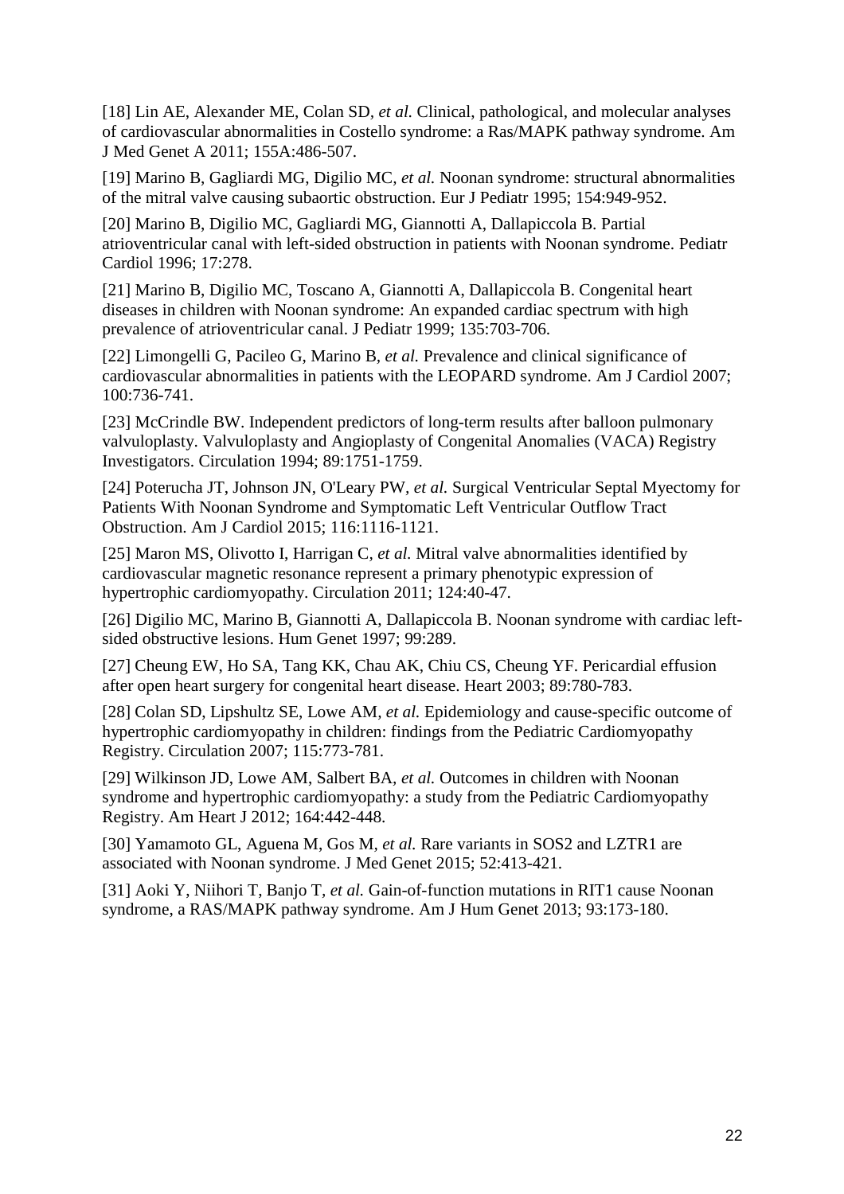[18] Lin AE, Alexander ME, Colan SD, *et al.* Clinical, pathological, and molecular analyses of cardiovascular abnormalities in Costello syndrome: a Ras/MAPK pathway syndrome. Am J Med Genet A 2011; 155A:486-507.

[19] Marino B, Gagliardi MG, Digilio MC, *et al.* Noonan syndrome: structural abnormalities of the mitral valve causing subaortic obstruction. Eur J Pediatr 1995; 154:949-952.

[20] Marino B, Digilio MC, Gagliardi MG, Giannotti A, Dallapiccola B. Partial atrioventricular canal with left-sided obstruction in patients with Noonan syndrome. Pediatr Cardiol 1996; 17:278.

[21] Marino B, Digilio MC, Toscano A, Giannotti A, Dallapiccola B. Congenital heart diseases in children with Noonan syndrome: An expanded cardiac spectrum with high prevalence of atrioventricular canal. J Pediatr 1999; 135:703-706.

[22] Limongelli G, Pacileo G, Marino B, *et al.* Prevalence and clinical significance of cardiovascular abnormalities in patients with the LEOPARD syndrome. Am J Cardiol 2007; 100:736-741.

[23] McCrindle BW. Independent predictors of long-term results after balloon pulmonary valvuloplasty. Valvuloplasty and Angioplasty of Congenital Anomalies (VACA) Registry Investigators. Circulation 1994; 89:1751-1759.

[24] Poterucha JT, Johnson JN, O'Leary PW, *et al.* Surgical Ventricular Septal Myectomy for Patients With Noonan Syndrome and Symptomatic Left Ventricular Outflow Tract Obstruction. Am J Cardiol 2015; 116:1116-1121.

[25] Maron MS, Olivotto I, Harrigan C, *et al.* Mitral valve abnormalities identified by cardiovascular magnetic resonance represent a primary phenotypic expression of hypertrophic cardiomyopathy. Circulation 2011; 124:40-47.

[26] Digilio MC, Marino B, Giannotti A, Dallapiccola B. Noonan syndrome with cardiac left-sided obstructive lesions. Hum Genet 1997; 99:289.

[27] Cheung EW, Ho SA, Tang KK, Chau AK, Chiu CS, Cheung YF. Pericardial effusion after open heart surgery for congenital heart disease. Heart 2003; 89:780-783.

[28] Colan SD, Lipshultz SE, Lowe AM, *et al.* Epidemiology and cause-specific outcome of hypertrophic cardiomyopathy in children: findings from the Pediatric Cardiomyopathy Registry. Circulation 2007; 115:773-781.

[29] Wilkinson JD, Lowe AM, Salbert BA, *et al.* Outcomes in children with Noonan syndrome and hypertrophic cardiomyopathy: a study from the Pediatric Cardiomyopathy Registry. Am Heart J 2012; 164:442-448.

[30] Yamamoto GL, Aguena M, Gos M, *et al.* Rare variants in SOS2 and LZTR1 are associated with Noonan syndrome. J Med Genet 2015; 52:413-421.

[31] Aoki Y, Niihori T, Banjo T, *et al.* Gain-of-function mutations in RIT1 cause Noonan syndrome, a RAS/MAPK pathway syndrome. Am J Hum Genet 2013; 93:173-180.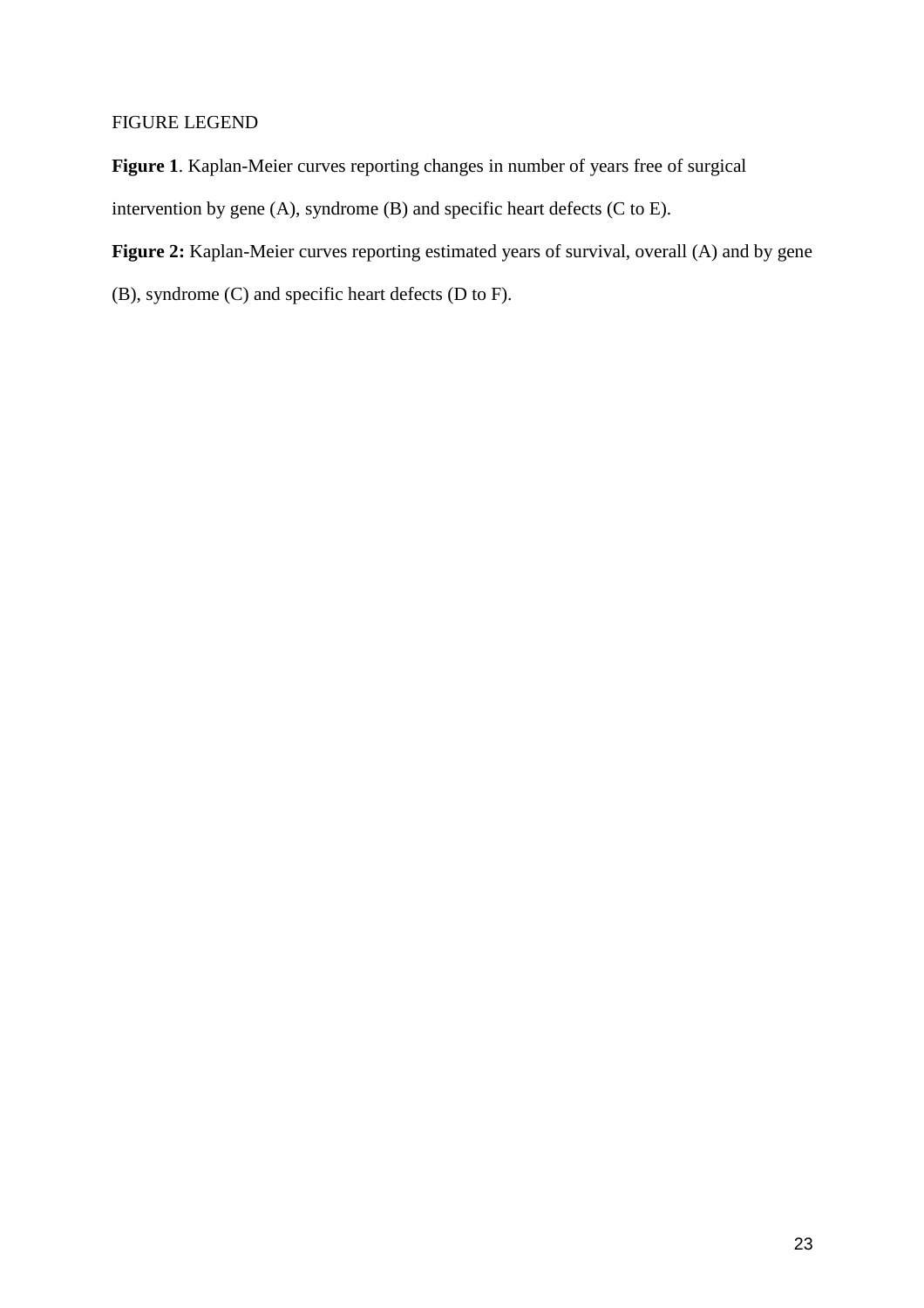FIGURE LEGEND

**Figure 1**. Kaplan-Meier curves reporting changes in number of years free of surgical intervention by gene (A), syndrome (B) and specific heart defects (C to E).

**Figure 2:** Kaplan-Meier curves reporting estimated years of survival, overall (A) and by gene (B), syndrome (C) and specific heart defects (D to F).